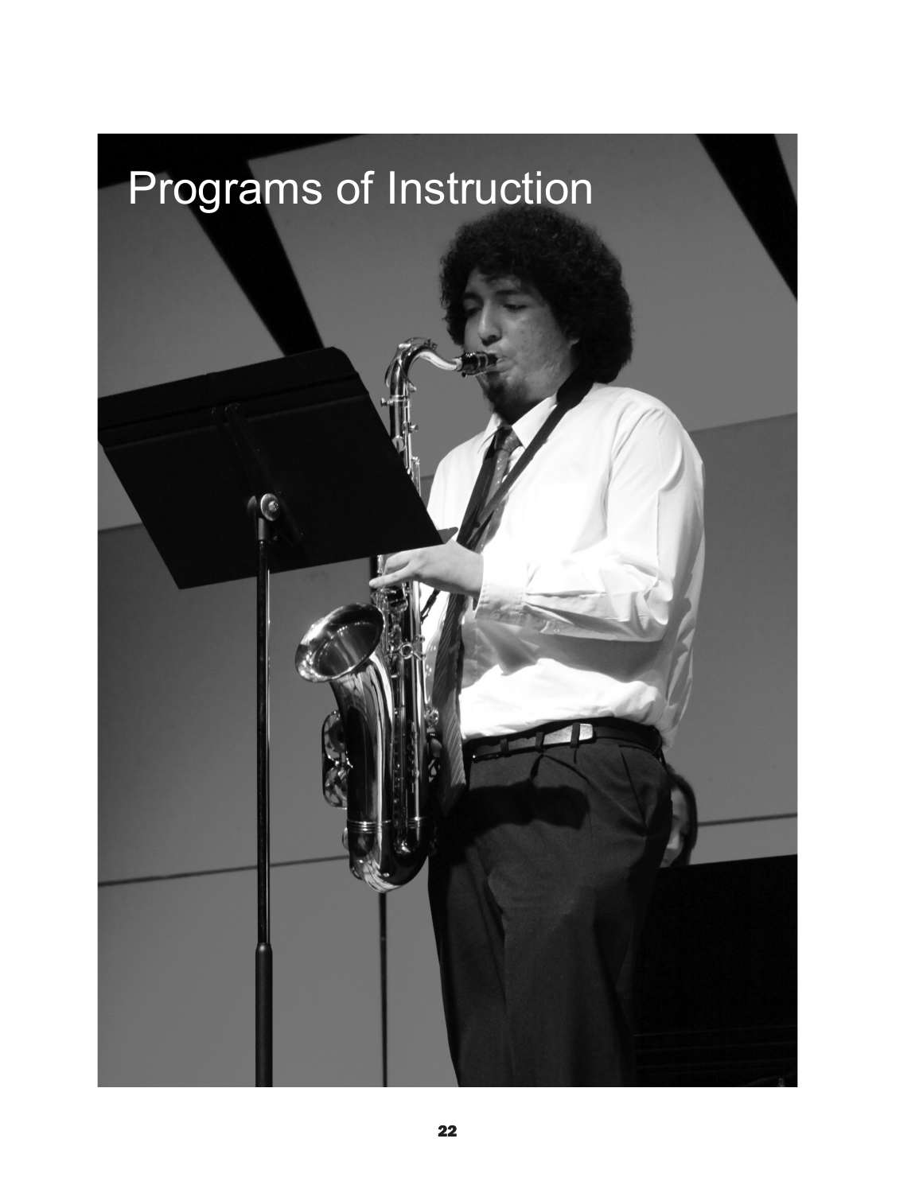# Programs of Instruction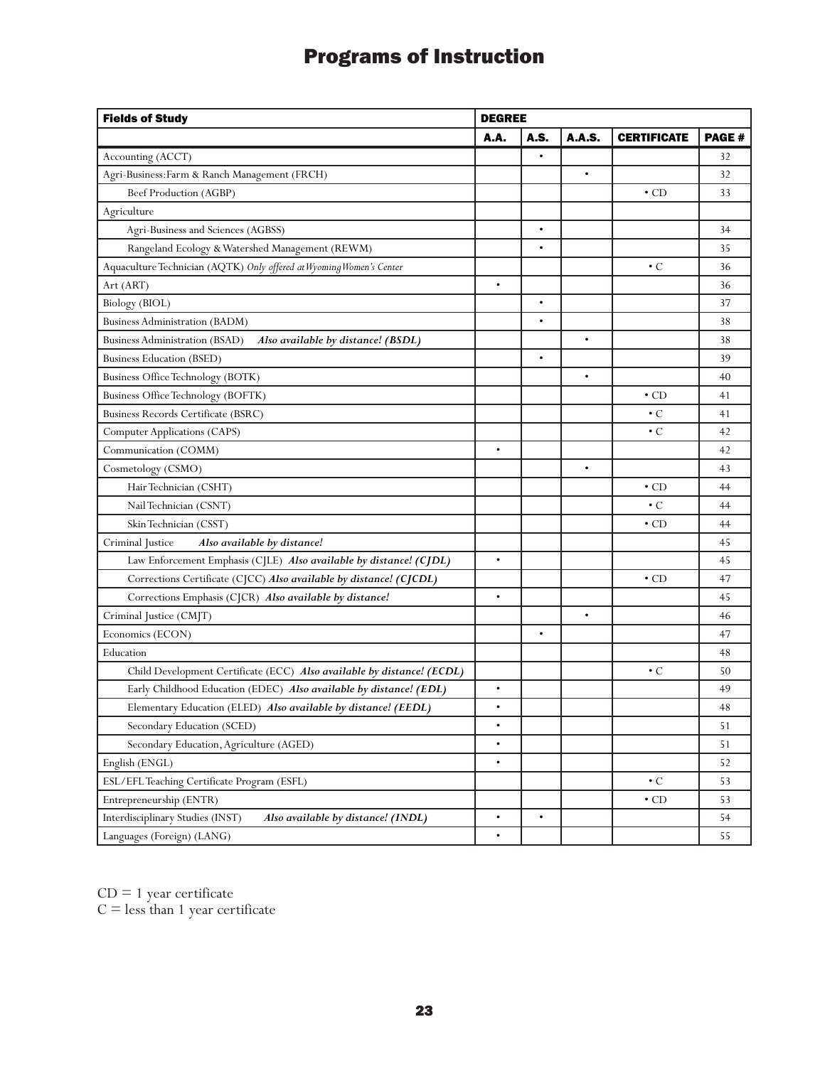# Programs of Instruction

| Fields of Study | DEGREE | | | | |
|---|---|---|---|---|---|
| | **A.A.** | **A.S.** | **A.A.S.** | **CERTIFICATE** | **PAGE #** |
| Accounting (ACCT) | | • | | | 32 |
| Agri-Business:Farm & Ranch Management (FRCH) | | | • | | 32 |
| Beef Production (AGBP) | | | | • CD | 33 |
| Agriculture | | | | | |
| Agri-Business and Sciences (AGBSS) | | • | | | 34 |
| Rangeland Ecology & Watershed Management (REWM) | | • | | | 35 |
| Aquaculture Technician (AQTK) *Only offered at Wyoming Women's Center* | | | | • C | 36 |
| Art (ART) | • | | | | 36 |
| Biology (BIOL) | | • | | | 37 |
| Business Administration (BADM) | | • | | | 38 |
| Business Administration (BSAD) ***Also available by distance! (BSDL)*** | | | • | | 38 |
| Business Education (BSED) | | • | | | 39 |
| Business Office Technology (BOTK) | | | • | | 40 |
| Business Office Technology (BOFTK) | | | | • CD | 41 |
| Business Records Certificate (BSRC) | | | | • C | 41 |
| Computer Applications (CAPS) | | | | • C | 42 |
| Communication (COMM) | • | | | | 42 |
| Cosmetology (CSMO) | | | • | | 43 |
| Hair Technician (CSHT) | | | | • CD | 44 |
| Nail Technician (CSNT) | | | | • C | 44 |
| Skin Technician (CSST) | | | | • CD | 44 |
| Criminal Justice ***Also available by distance!*** | | | | | 45 |
| Law Enforcement Emphasis (CJLE) ***Also available by distance! (CJDL)*** | • | | | | 45 |
| Corrections Certificate (CJCC) ***Also available by distance! (CJCDL)*** | | | | • CD | 47 |
| Corrections Emphasis (CJCR) ***Also available by distance!*** | • | | | | 45 |
| Criminal Justice (CMJT) | | | • | | 46 |
| Economics (ECON) | | • | | | 47 |
| Education | | | | | 48 |
| Child Development Certificate (ECC) ***Also available by distance! (ECDL)*** | | | | • C | 50 |
| Early Childhood Education (EDEC) ***Also available by distance! (EDL)*** | • | | | | 49 |
| Elementary Education (ELED) ***Also available by distance! (EEDL)*** | • | | | | 48 |
| Secondary Education (SCED) | • | | | | 51 |
| Secondary Education, Agriculture (AGED) | • | | | | 51 |
| English (ENGL) | • | | | | 52 |
| ESL/EFL Teaching Certificate Program (ESFL) | | | | • C | 53 |
| Entrepreneurship (ENTR) | | | | • CD | 53 |
| Interdisciplinary Studies (INST) ***Also available by distance! (INDL)*** | • | • | | | 54 |
| Languages (Foreign) (LANG) | • | | | | 55 |

CD = 1 year certificate
C = less than 1 year certificate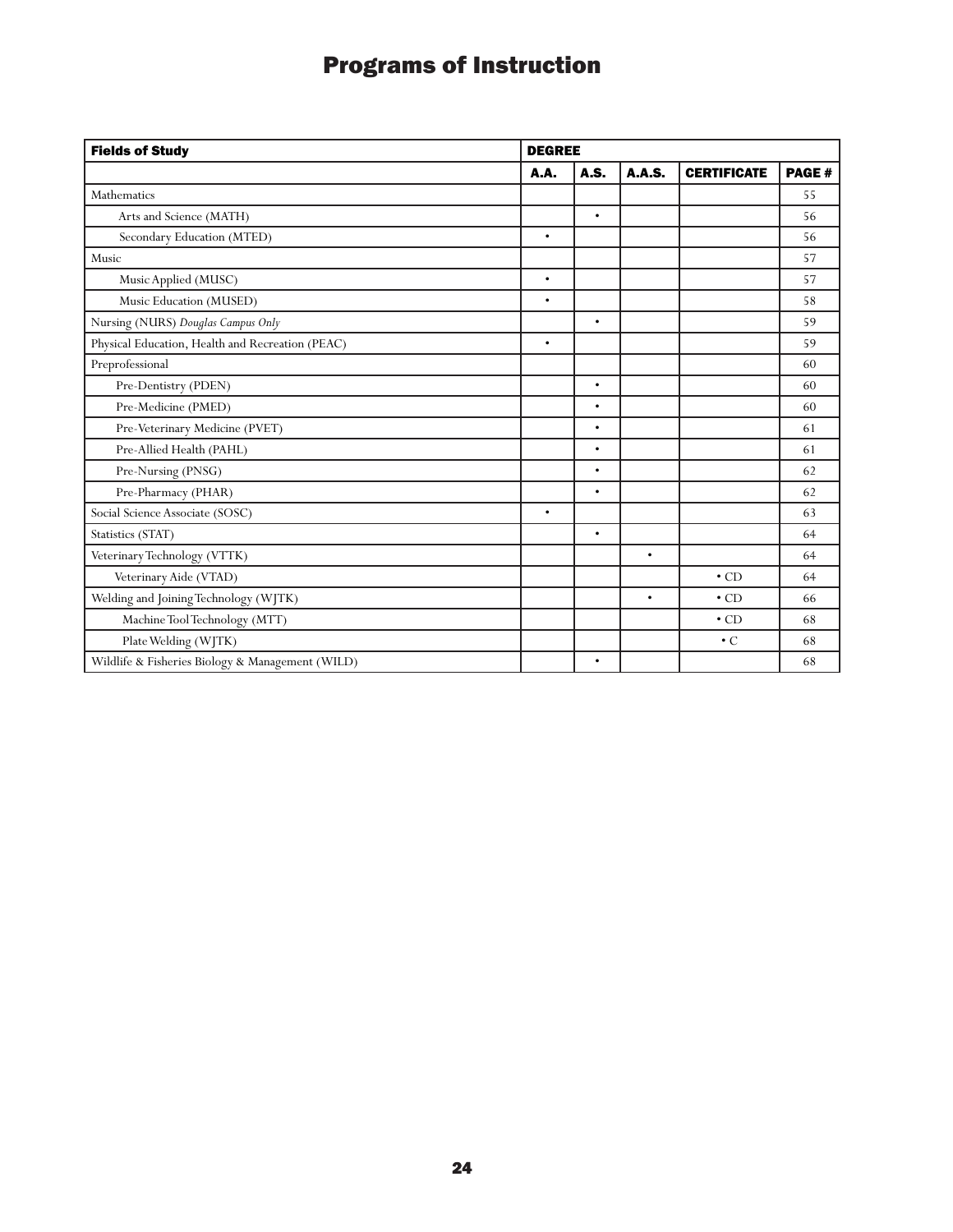# Programs of Instruction

| Fields of Study | DEGREE | | | | |
|---|---|---|---|---|---|
| | A.A. | A.S. | A.A.S. | CERTIFICATE | PAGE # |
| Mathematics | | | | | 55 |
| Arts and Science (MATH) | | • | | | 56 |
| Secondary Education (MTED) | • | | | | 56 |
| Music | | | | | 57 |
| Music Applied (MUSC) | • | | | | 57 |
| Music Education (MUSED) | • | | | | 58 |
| Nursing (NURS) *Douglas Campus Only* | | • | | | 59 |
| Physical Education, Health and Recreation (PEAC) | • | | | | 59 |
| Preprofessional | | | | | 60 |
| Pre-Dentistry (PDEN) | | • | | | 60 |
| Pre-Medicine (PMED) | | • | | | 60 |
| Pre-Veterinary Medicine (PVET) | | • | | | 61 |
| Pre-Allied Health (PAHL) | | • | | | 61 |
| Pre-Nursing (PNSG) | | • | | | 62 |
| Pre-Pharmacy (PHAR) | | • | | | 62 |
| Social Science Associate (SOSC) | • | | | | 63 |
| Statistics (STAT) | | • | | | 64 |
| Veterinary Technology (VTTK) | | | • | | 64 |
| Veterinary Aide (VTAD) | | | | • CD | 64 |
| Welding and Joining Technology (WJTK) | | | • | • CD | 66 |
| Machine Tool Technology (MTT) | | | | • CD | 68 |
| Plate Welding (WJTK) | | | | • C | 68 |
| Wildlife & Fisheries Biology & Management (WILD) | | • | | | 68 |